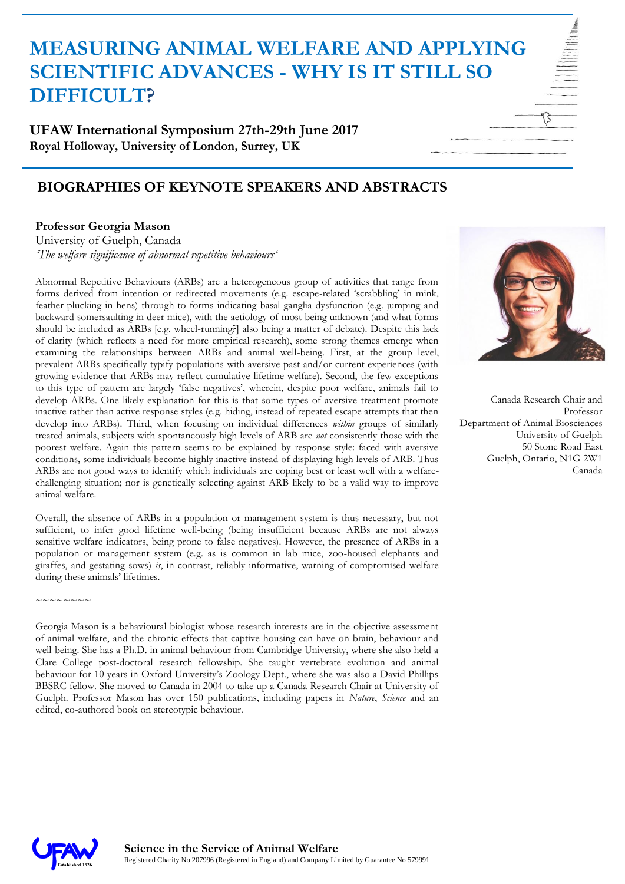# MEASURING ANIMAL WELFARE AND APPLYING SCIENTIFIC ADVANCES - WHY IS IT STILL SO DIFFICULT?

**UFAW International Symposium 27th-29th June 2017**
**Royal Holloway, University of London, Surrey, UK**

## BIOGRAPHIES OF KEYNOTE SPEAKERS AND ABSTRACTS

**Professor Georgia Mason**
University of Guelph, Canada
*'The welfare significance of abnormal repetitive behaviours'*

Abnormal Repetitive Behaviours (ARBs) are a heterogeneous group of activities that range from forms derived from intention or redirected movements (e.g. escape-related 'scrabbling' in mink, feather-plucking in hens) through to forms indicating basal ganglia dysfunction (e.g. jumping and backward somersaulting in deer mice), with the aetiology of most being unknown (and what forms should be included as ARBs [e.g. wheel-running?] also being a matter of debate). Despite this lack of clarity (which reflects a need for more empirical research), some strong themes emerge when examining the relationships between ARBs and animal well-being. First, at the group level, prevalent ARBs specifically typify populations with aversive past and/or current experiences (with growing evidence that ARBs may reflect cumulative lifetime welfare). Second, the few exceptions to this type of pattern are largely 'false negatives', wherein, despite poor welfare, animals fail to develop ARBs. One likely explanation for this is that some types of aversive treatment promote inactive rather than active response styles (e.g. hiding, instead of repeated escape attempts that then develop into ARBs). Third, when focusing on individual differences *within* groups of similarly treated animals, subjects with spontaneously high levels of ARB are *not* consistently those with the poorest welfare. Again this pattern seems to be explained by response style: faced with aversive conditions, some individuals become highly inactive instead of displaying high levels of ARB. Thus ARBs are not good ways to identify which individuals are coping best or least well with a welfare-challenging situation; nor is genetically selecting against ARB likely to be a valid way to improve animal welfare.

Overall, the absence of ARBs in a population or management system is thus necessary, but not sufficient, to infer good lifetime well-being (being insufficient because ARBs are not always sensitive welfare indicators, being prone to false negatives). However, the presence of ARBs in a population or management system (e.g. as is common in lab mice, zoo-housed elephants and giraffes, and gestating sows) *is*, in contrast, reliably informative, warning of compromised welfare during these animals' lifetimes.

~~~~~~~~

Georgia Mason is a behavioural biologist whose research interests are in the objective assessment of animal welfare, and the chronic effects that captive housing can have on brain, behaviour and well-being. She has a Ph.D. in animal behaviour from Cambridge University, where she also held a Clare College post-doctoral research fellowship. She taught vertebrate evolution and animal behaviour for 10 years in Oxford University's Zoology Dept., where she was also a David Phillips BBSRC fellow. She moved to Canada in 2004 to take up a Canada Research Chair at University of Guelph. Professor Mason has over 150 publications, including papers in *Nature*, *Science* and an edited, co-authored book on stereotypic behaviour.

Canada Research Chair and Professor
Department of Animal Biosciences
University of Guelph
50 Stone Road East
Guelph, Ontario, N1G 2W1
Canada

**Science in the Service of Animal Welfare**
Registered Charity No 207996 (Registered in England) and Company Limited by Guarantee No 579991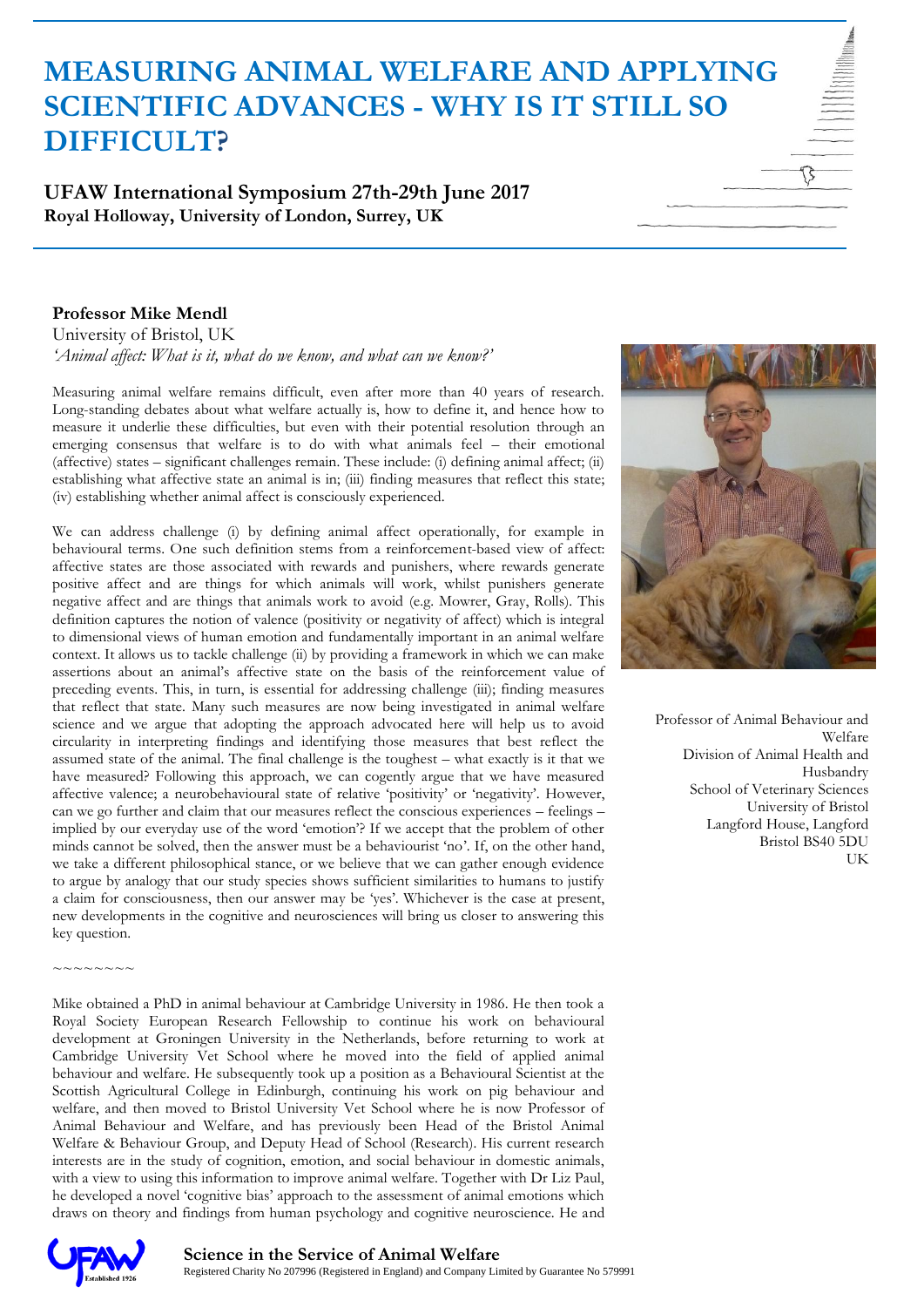# MEASURING ANIMAL WELFARE AND APPLYING SCIENTIFIC ADVANCES - WHY IS IT STILL SO DIFFICULT?

**UFAW International Symposium 27th-29th June 2017**
**Royal Holloway, University of London, Surrey, UK**

**Professor Mike Mendl**
University of Bristol, UK
*'Animal affect: What is it, what do we know, and what can we know?'*

Measuring animal welfare remains difficult, even after more than 40 years of research. Long-standing debates about what welfare actually is, how to define it, and hence how to measure it underlie these difficulties, but even with their potential resolution through an emerging consensus that welfare is to do with what animals feel – their emotional (affective) states – significant challenges remain. These include: (i) defining animal affect; (ii) establishing what affective state an animal is in; (iii) finding measures that reflect this state; (iv) establishing whether animal affect is consciously experienced.

We can address challenge (i) by defining animal affect operationally, for example in behavioural terms. One such definition stems from a reinforcement-based view of affect: affective states are those associated with rewards and punishers, where rewards generate positive affect and are things for which animals will work, whilst punishers generate negative affect and are things that animals work to avoid (e.g. Mowrer, Gray, Rolls). This definition captures the notion of valence (positivity or negativity of affect) which is integral to dimensional views of human emotion and fundamentally important in an animal welfare context. It allows us to tackle challenge (ii) by providing a framework in which we can make assertions about an animal's affective state on the basis of the reinforcement value of preceding events. This, in turn, is essential for addressing challenge (iii); finding measures that reflect that state. Many such measures are now being investigated in animal welfare science and we argue that adopting the approach advocated here will help us to avoid circularity in interpreting findings and identifying those measures that best reflect the assumed state of the animal. The final challenge is the toughest – what exactly is it that we have measured? Following this approach, we can cogently argue that we have measured affective valence; a neurobehavioural state of relative 'positivity' or 'negativity'. However, can we go further and claim that our measures reflect the conscious experiences – feelings – implied by our everyday use of the word 'emotion'? If we accept that the problem of other minds cannot be solved, then the answer must be a behaviourist 'no'. If, on the other hand, we take a different philosophical stance, or we believe that we can gather enough evidence to argue by analogy that our study species shows sufficient similarities to humans to justify a claim for consciousness, then our answer may be 'yes'. Whichever is the case at present, new developments in the cognitive and neurosciences will bring us closer to answering this key question.

~~~~~~~~

Mike obtained a PhD in animal behaviour at Cambridge University in 1986. He then took a Royal Society European Research Fellowship to continue his work on behavioural development at Groningen University in the Netherlands, before returning to work at Cambridge University Vet School where he moved into the field of applied animal behaviour and welfare. He subsequently took up a position as a Behavioural Scientist at the Scottish Agricultural College in Edinburgh, continuing his work on pig behaviour and welfare, and then moved to Bristol University Vet School where he is now Professor of Animal Behaviour and Welfare, and has previously been Head of the Bristol Animal Welfare & Behaviour Group, and Deputy Head of School (Research). His current research interests are in the study of cognition, emotion, and social behaviour in domestic animals, with a view to using this information to improve animal welfare. Together with Dr Liz Paul, he developed a novel 'cognitive bias' approach to the assessment of animal emotions which draws on theory and findings from human psychology and cognitive neuroscience. He and

Professor of Animal Behaviour and Welfare
Division of Animal Health and Husbandry
School of Veterinary Sciences
University of Bristol
Langford House, Langford
Bristol BS40 5DU
UK

**Science in the Service of Animal Welfare**
Registered Charity No 207996 (Registered in England) and Company Limited by Guarantee No 579991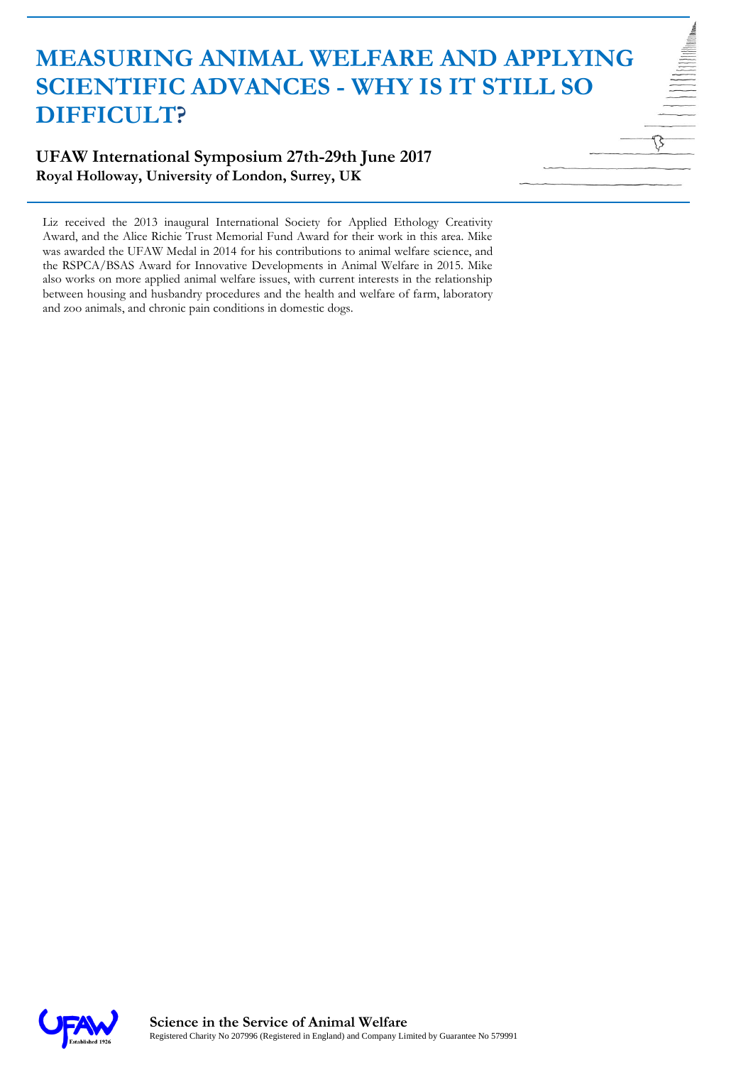Liz received the 2013 inaugural International Society for Applied Ethology Creativity Award, and the Alice Richie Trust Memorial Fund Award for their work in this area. Mike was awarded the UFAW Medal in 2014 for his contributions to animal welfare science, and the RSPCA/BSAS Award for Innovative Developments in Animal Welfare in 2015. Mike also works on more applied animal welfare issues, with current interests in the relationship between housing and husbandry procedures and the health and welfare of farm, laboratory and zoo animals, and chronic pain conditions in domestic dogs.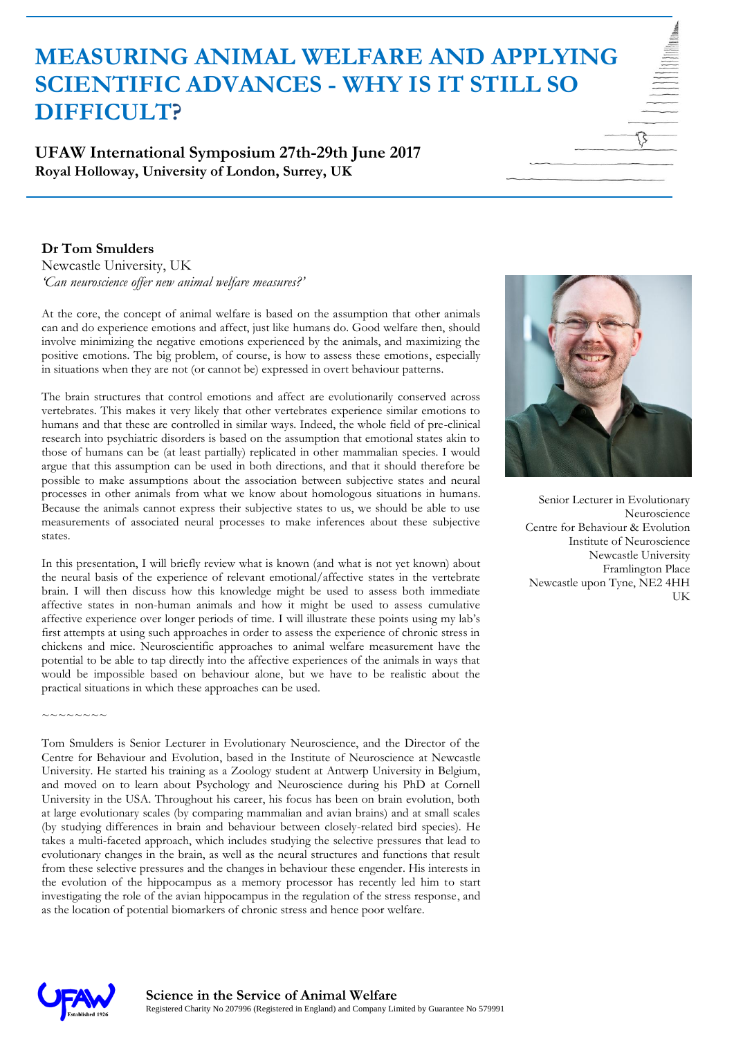# MEASURING ANIMAL WELFARE AND APPLYING SCIENTIFIC ADVANCES - WHY IS IT STILL SO DIFFICULT?

**UFAW International Symposium 27th-29th June 2017**
**Royal Holloway, University of London, Surrey, UK**

**Dr Tom Smulders**
Newcastle University, UK
*'Can neuroscience offer new animal welfare measures?'*

At the core, the concept of animal welfare is based on the assumption that other animals can and do experience emotions and affect, just like humans do. Good welfare then, should involve minimizing the negative emotions experienced by the animals, and maximizing the positive emotions. The big problem, of course, is how to assess these emotions, especially in situations when they are not (or cannot be) expressed in overt behaviour patterns.

The brain structures that control emotions and affect are evolutionarily conserved across vertebrates. This makes it very likely that other vertebrates experience similar emotions to humans and that these are controlled in similar ways. Indeed, the whole field of pre-clinical research into psychiatric disorders is based on the assumption that emotional states akin to those of humans can be (at least partially) replicated in other mammalian species. I would argue that this assumption can be used in both directions, and that it should therefore be possible to make assumptions about the association between subjective states and neural processes in other animals from what we know about homologous situations in humans. Because the animals cannot express their subjective states to us, we should be able to use measurements of associated neural processes to make inferences about these subjective states.

In this presentation, I will briefly review what is known (and what is not yet known) about the neural basis of the experience of relevant emotional/affective states in the vertebrate brain. I will then discuss how this knowledge might be used to assess both immediate affective states in non-human animals and how it might be used to assess cumulative affective experience over longer periods of time. I will illustrate these points using my lab's first attempts at using such approaches in order to assess the experience of chronic stress in chickens and mice. Neuroscientific approaches to animal welfare measurement have the potential to be able to tap directly into the affective experiences of the animals in ways that would be impossible based on behaviour alone, but we have to be realistic about the practical situations in which these approaches can be used.

Senior Lecturer in Evolutionary Neuroscience
Centre for Behaviour & Evolution
Institute of Neuroscience
Newcastle University
Framlington Place
Newcastle upon Tyne, NE2 4HH
UK

~~~~~~~~

Tom Smulders is Senior Lecturer in Evolutionary Neuroscience, and the Director of the Centre for Behaviour and Evolution, based in the Institute of Neuroscience at Newcastle University. He started his training as a Zoology student at Antwerp University in Belgium, and moved on to learn about Psychology and Neuroscience during his PhD at Cornell University in the USA. Throughout his career, his focus has been on brain evolution, both at large evolutionary scales (by comparing mammalian and avian brains) and at small scales (by studying differences in brain and behaviour between closely-related bird species). He takes a multi-faceted approach, which includes studying the selective pressures that lead to evolutionary changes in the brain, as well as the neural structures and functions that result from these selective pressures and the changes in behaviour these engender. His interests in the evolution of the hippocampus as a memory processor has recently led him to start investigating the role of the avian hippocampus in the regulation of the stress response, and as the location of potential biomarkers of chronic stress and hence poor welfare.

**Science in the Service of Animal Welfare**
Registered Charity No 207996 (Registered in England) and Company Limited by Guarantee No 579991